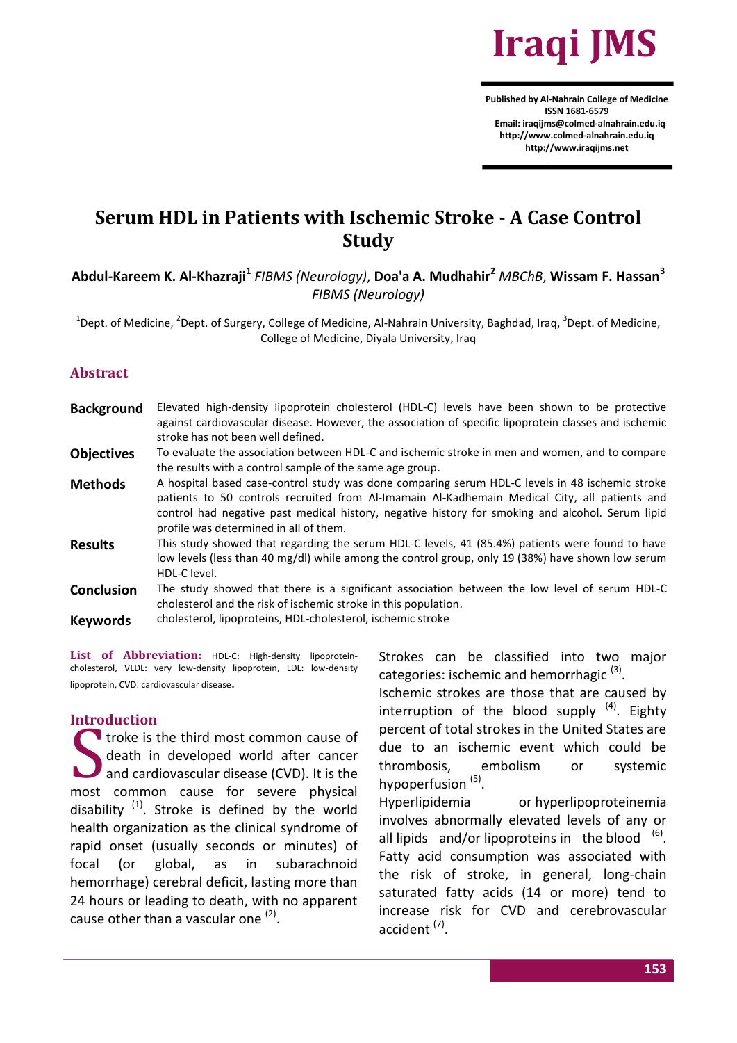Iraqi JMS

Published by Al-Nahrain College of Medicine
ISSN 1681-6579
Email: iraqijms@colmed-alnahrain.edu.iq
http://www.colmed-alnahrain.edu.iq
http://www.iraqijms.net

# Serum HDL in Patients with Ischemic Stroke - A Case Control Study

**Abdul-Kareem K. Al-Khazraji**[1] *FIBMS (Neurology)*, **Doa'a A. Mudhahir**[2] *MBChB*, **Wissam F. Hassan**[3] *FIBMS (Neurology)*

[1]Dept. of Medicine, [2]Dept. of Surgery, College of Medicine, Al-Nahrain University, Baghdad, Iraq, [3]Dept. of Medicine, College of Medicine, Diyala University, Iraq

## Abstract

**Background** Elevated high-density lipoprotein cholesterol (HDL-C) levels have been shown to be protective against cardiovascular disease. However, the association of specific lipoprotein classes and ischemic stroke has not been well defined.

**Objectives** To evaluate the association between HDL-C and ischemic stroke in men and women, and to compare the results with a control sample of the same age group.

**Methods** A hospital based case-control study was done comparing serum HDL-C levels in 48 ischemic stroke patients to 50 controls recruited from Al-Imamain Al-Kadhemain Medical City, all patients and control had negative past medical history, negative history for smoking and alcohol. Serum lipid profile was determined in all of them.

**Results** This study showed that regarding the serum HDL-C levels, 41 (85.4%) patients were found to have low levels (less than 40 mg/dl) while among the control group, only 19 (38%) have shown low serum HDL-C level.

**Conclusion** The study showed that there is a significant association between the low level of serum HDL-C cholesterol and the risk of ischemic stroke in this population.

**Keywords** cholesterol, lipoproteins, HDL-cholesterol, ischemic stroke

**List of Abbreviation:** HDL-C: High-density lipoprotein-cholesterol, VLDL: very low-density lipoprotein, LDL: low-density lipoprotein, CVD: cardiovascular disease.

## Introduction

Stroke is the third most common cause of death in developed world after cancer and cardiovascular disease (CVD). It is the most common cause for severe physical disability [1]. Stroke is defined by the world health organization as the clinical syndrome of rapid onset (usually seconds or minutes) of focal (or global, as in subarachnoid hemorrhage) cerebral deficit, lasting more than 24 hours or leading to death, with no apparent cause other than a vascular one [2].

Strokes can be classified into two major categories: ischemic and hemorrhagic [3].

Ischemic strokes are those that are caused by interruption of the blood supply [4]. Eighty percent of total strokes in the United States are due to an ischemic event which could be thrombosis, embolism or systemic hypoperfusion [5].

Hyperlipidemia or hyperlipoproteinemia involves abnormally elevated levels of any or all lipids and/or lipoproteins in the blood [6]. Fatty acid consumption was associated with the risk of stroke, in general, long-chain saturated fatty acids (14 or more) tend to increase risk for CVD and cerebrovascular accident [7].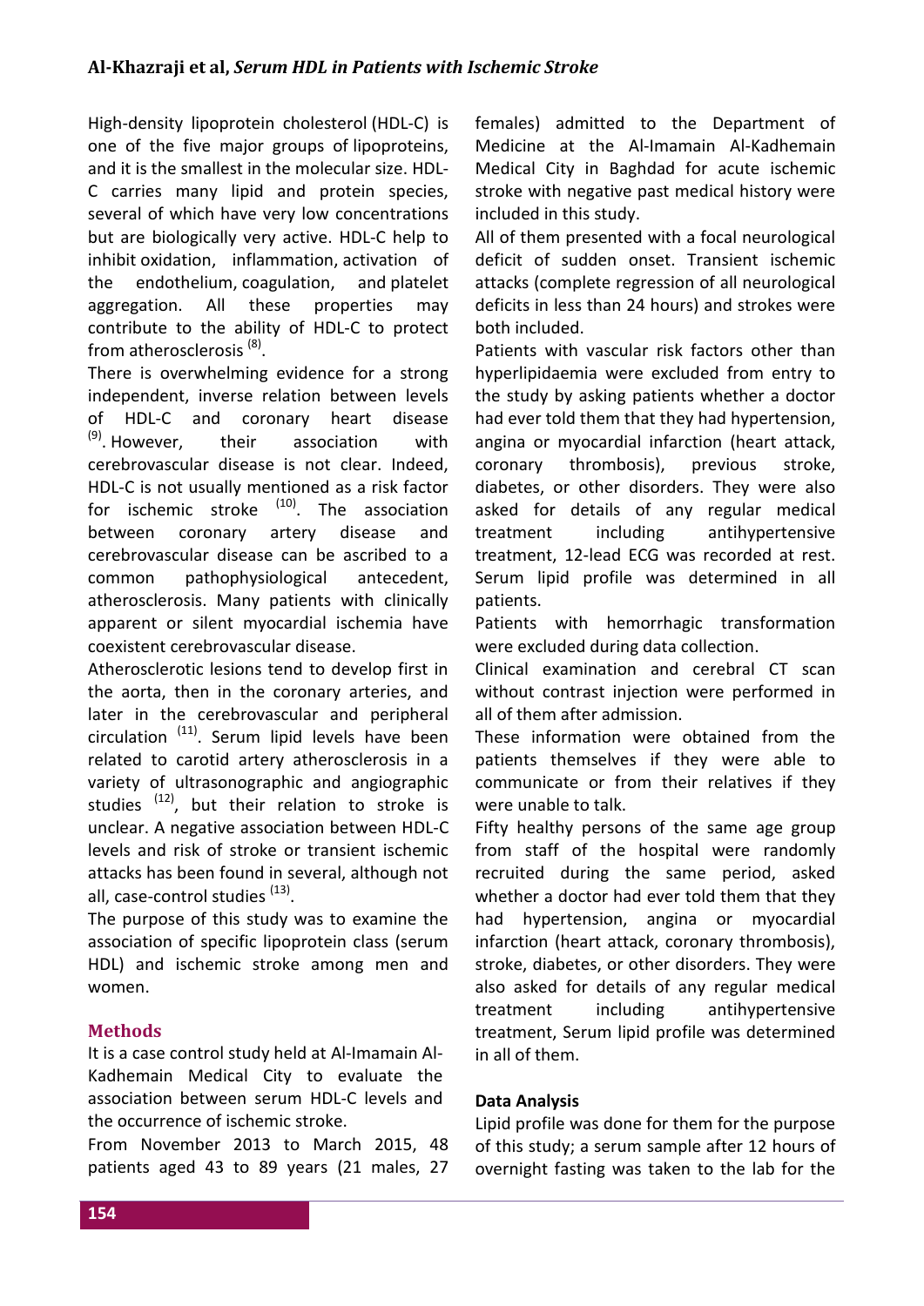High-density lipoprotein cholesterol (HDL-C) is one of the five major groups of lipoproteins, and it is the smallest in the molecular size. HDL-C carries many lipid and protein species, several of which have very low concentrations but are biologically very active. HDL-C help to inhibit oxidation, inflammation, activation of the endothelium, coagulation, and platelet aggregation. All these properties may contribute to the ability of HDL-C to protect from atherosclerosis [8].

There is overwhelming evidence for a strong independent, inverse relation between levels of HDL-C and coronary heart disease [9]. However, their association with cerebrovascular disease is not clear. Indeed, HDL-C is not usually mentioned as a risk factor for ischemic stroke [10]. The association between coronary artery disease and cerebrovascular disease can be ascribed to a common pathophysiological antecedent, atherosclerosis. Many patients with clinically apparent or silent myocardial ischemia have coexistent cerebrovascular disease.

Atherosclerotic lesions tend to develop first in the aorta, then in the coronary arteries, and later in the cerebrovascular and peripheral circulation [11]. Serum lipid levels have been related to carotid artery atherosclerosis in a variety of ultrasonographic and angiographic studies [12], but their relation to stroke is unclear. A negative association between HDL-C levels and risk of stroke or transient ischemic attacks has been found in several, although not all, case-control studies [13].

The purpose of this study was to examine the association of specific lipoprotein class (serum HDL) and ischemic stroke among men and women.

## Methods

It is a case control study held at Al-Imamain Al-Kadhemain Medical City to evaluate the association between serum HDL-C levels and the occurrence of ischemic stroke.

From November 2013 to March 2015, 48 patients aged 43 to 89 years (21 males, 27 females) admitted to the Department of Medicine at the Al-Imamain Al-Kadhemain Medical City in Baghdad for acute ischemic stroke with negative past medical history were included in this study.

All of them presented with a focal neurological deficit of sudden onset. Transient ischemic attacks (complete regression of all neurological deficits in less than 24 hours) and strokes were both included.

Patients with vascular risk factors other than hyperlipidaemia were excluded from entry to the study by asking patients whether a doctor had ever told them that they had hypertension, angina or myocardial infarction (heart attack, coronary thrombosis), previous stroke, diabetes, or other disorders. They were also asked for details of any regular medical treatment including antihypertensive treatment, 12-lead ECG was recorded at rest. Serum lipid profile was determined in all patients.

Patients with hemorrhagic transformation were excluded during data collection.

Clinical examination and cerebral CT scan without contrast injection were performed in all of them after admission.

These information were obtained from the patients themselves if they were able to communicate or from their relatives if they were unable to talk.

Fifty healthy persons of the same age group from staff of the hospital were randomly recruited during the same period, asked whether a doctor had ever told them that they had hypertension, angina or myocardial infarction (heart attack, coronary thrombosis), stroke, diabetes, or other disorders. They were also asked for details of any regular medical treatment including antihypertensive treatment, Serum lipid profile was determined in all of them.

### Data Analysis

Lipid profile was done for them for the purpose of this study; a serum sample after 12 hours of overnight fasting was taken to the lab for the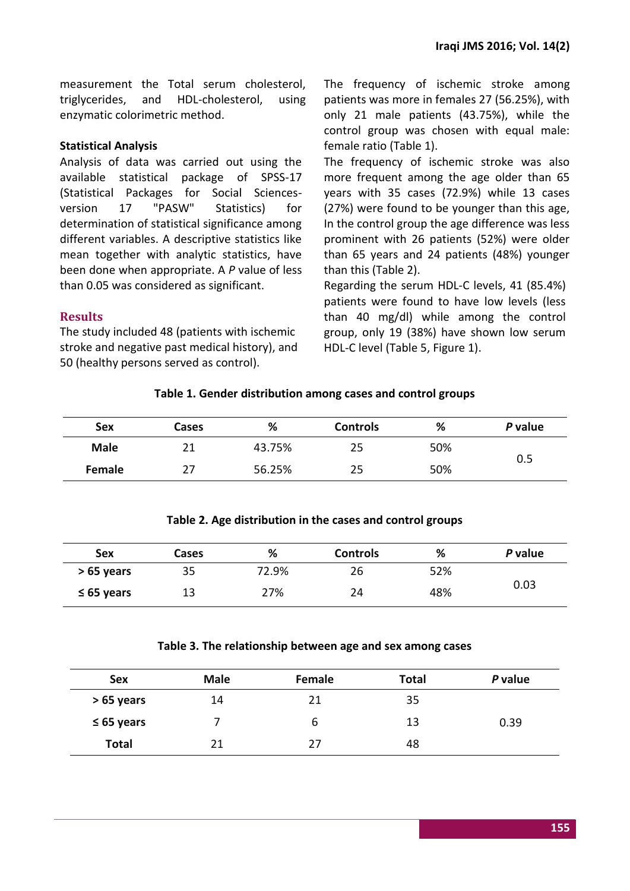measurement the Total serum cholesterol, triglycerides, and HDL-cholesterol, using enzymatic colorimetric method.

**Statistical Analysis**

Analysis of data was carried out using the available statistical package of SPSS-17 (Statistical Packages for Social Sciences-version 17 "PASW" Statistics) for determination of statistical significance among different variables. A descriptive statistics like mean together with analytic statistics, have been done when appropriate. A *P* value of less than 0.05 was considered as significant.

## Results

The study included 48 (patients with ischemic stroke and negative past medical history), and 50 (healthy persons served as control).

The frequency of ischemic stroke among patients was more in females 27 (56.25%), with only 21 male patients (43.75%), while the control group was chosen with equal male: female ratio (Table 1).

The frequency of ischemic stroke was also more frequent among the age older than 65 years with 35 cases (72.9%) while 13 cases (27%) were found to be younger than this age, In the control group the age difference was less prominent with 26 patients (52%) were older than 65 years and 24 patients (48%) younger than this (Table 2).

Regarding the serum HDL-C levels, 41 (85.4%) patients were found to have low levels (less than 40 mg/dl) while among the control group, only 19 (38%) have shown low serum HDL-C level (Table 5, Figure 1).

**Table 1. Gender distribution among cases and control groups**

| Sex | Cases | % | Controls | % | *P* value |
|---|---|---|---|---|---|
| **Male** | 21 | 43.75% | 25 | 50% | 0.5 |
| **Female** | 27 | 56.25% | 25 | 50% | |

**Table 2. Age distribution in the cases and control groups**

| Sex | Cases | % | Controls | % | *P* value |
|---|---|---|---|---|---|
| **> 65 years** | 35 | 72.9% | 26 | 52% | 0.03 |
| **≤ 65 years** | 13 | 27% | 24 | 48% | |

**Table 3. The relationship between age and sex among cases**

| Sex | Male | Female | Total | *P* value |
|---|---|---|---|---|
| **> 65 years** | 14 | 21 | 35 | 0.39 |
| **≤ 65 years** | 7 | 6 | 13 | |
| **Total** | 21 | 27 | 48 | |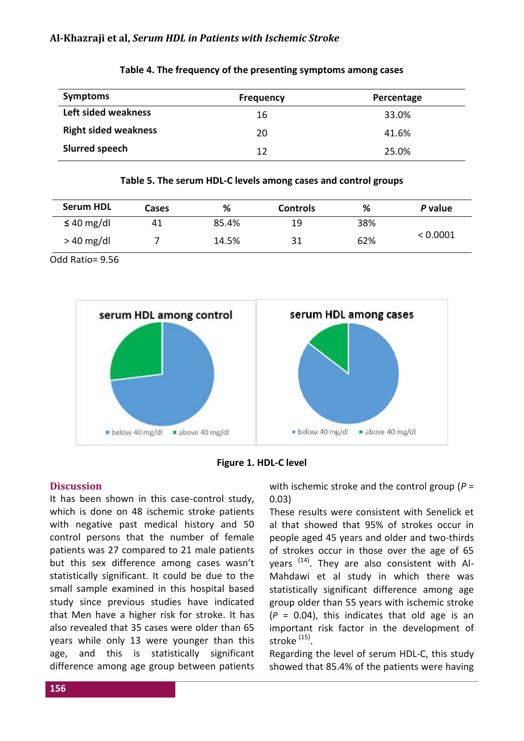Table 4. The frequency of the presenting symptoms among cases

| Symptoms | Frequency | Percentage |
|---|---|---|
| Left sided weakness | 16 | 33.0% |
| Right sided weakness | 20 | 41.6% |
| Slurred speech | 12 | 25.0% |

Table 5. The serum HDL-C levels among cases and control groups

| Serum HDL | Cases | % | Controls | % | *P* value |
|---|---|---|---|---|---|
| ≤ 40 mg/dl | 41 | 85.4% | 19 | 38% | < 0.0001 |
| > 40 mg/dl | 7 | 14.5% | 31 | 62% | |

Odd Ratio= 9.56

**Figure 1. HDL-C level**

## Discussion

It has been shown in this case-control study, which is done on 48 ischemic stroke patients with negative past medical history and 50 control persons that the number of female patients was 27 compared to 21 male patients but this sex difference among cases wasn't statistically significant. It could be due to the small sample examined in this hospital based study since previous studies have indicated that Men have a higher risk for stroke. It has also revealed that 35 cases were older than 65 years while only 13 were younger than this age, and this is statistically significant difference among age group between patients with ischemic stroke and the control group (*P* = 0.03)

These results were consistent with Senelick et al that showed that 95% of strokes occur in people aged 45 years and older and two-thirds of strokes occur in those over the age of 65 years [14]. They are also consistent with Al-Mahdawi et al study in which there was statistically significant difference among age group older than 55 years with ischemic stroke (*P* = 0.04), this indicates that old age is an important risk factor in the development of stroke [15].

Regarding the level of serum HDL-C, this study showed that 85.4% of the patients were having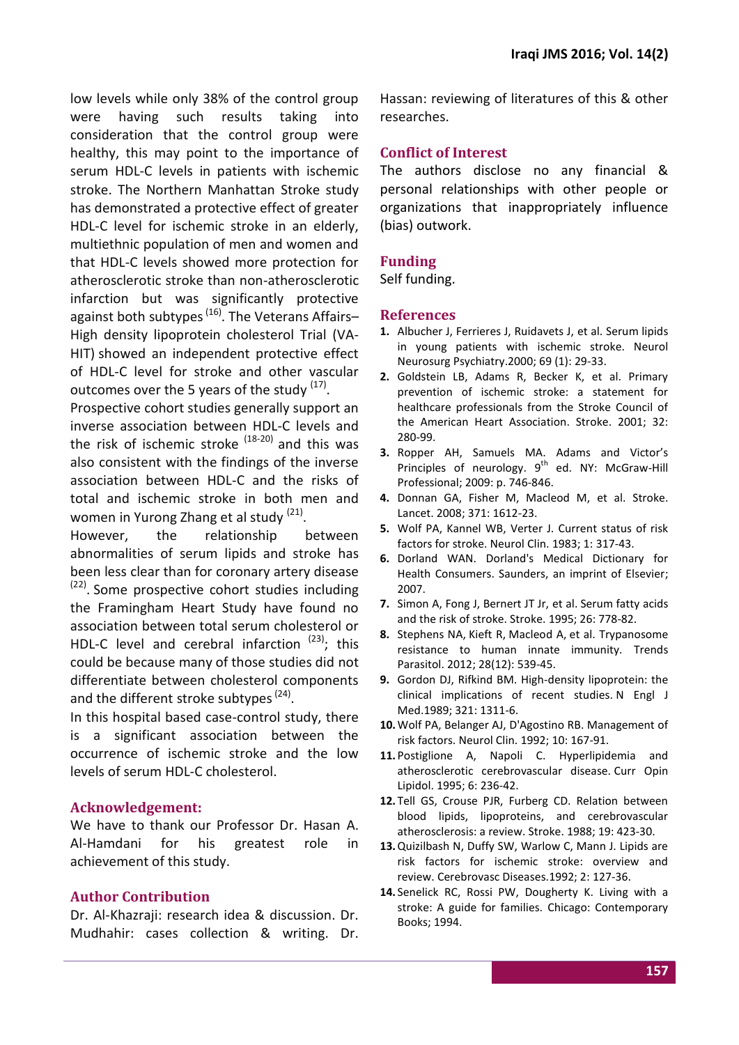low levels while only 38% of the control group were having such results taking into consideration that the control group were healthy, this may point to the importance of serum HDL-C levels in patients with ischemic stroke. The Northern Manhattan Stroke study has demonstrated a protective effect of greater HDL-C level for ischemic stroke in an elderly, multiethnic population of men and women and that HDL-C levels showed more protection for atherosclerotic stroke than non-atherosclerotic infarction but was significantly protective against both subtypes [16]. The Veterans Affairs–High density lipoprotein cholesterol Trial (VA-HIT) showed an independent protective effect of HDL-C level for stroke and other vascular outcomes over the 5 years of the study [17].

Prospective cohort studies generally support an inverse association between HDL-C levels and the risk of ischemic stroke [18-20] and this was also consistent with the findings of the inverse association between HDL-C and the risks of total and ischemic stroke in both men and women in Yurong Zhang et al study [21].

However, the relationship between abnormalities of serum lipids and stroke has been less clear than for coronary artery disease [22]. Some prospective cohort studies including the Framingham Heart Study have found no association between total serum cholesterol or HDL-C level and cerebral infarction [23]; this could be because many of those studies did not differentiate between cholesterol components and the different stroke subtypes [24].

In this hospital based case-control study, there is a significant association between the occurrence of ischemic stroke and the low levels of serum HDL-C cholesterol.

## Acknowledgement:

We have to thank our Professor Dr. Hasan A. Al-Hamdani for his greatest role in achievement of this study.

## Author Contribution

Dr. Al-Khazraji: research idea & discussion. Dr. Mudhahir: cases collection & writing. Dr. Hassan: reviewing of literatures of this & other researches.

## Conflict of Interest

The authors disclose no any financial & personal relationships with other people or organizations that inappropriately influence (bias) outwork.

## Funding

Self funding.

## References

1. Albucher J, Ferrieres J, Ruidavets J, et al. Serum lipids in young patients with ischemic stroke. Neurol Neurosurg Psychiatry.2000; 69 (1): 29-33.
2. Goldstein LB, Adams R, Becker K, et al. Primary prevention of ischemic stroke: a statement for healthcare professionals from the Stroke Council of the American Heart Association. Stroke. 2001; 32: 280-99.
3. Ropper AH, Samuels MA. Adams and Victor's Principles of neurology. 9th ed. NY: McGraw-Hill Professional; 2009: p. 746-846.
4. Donnan GA, Fisher M, Macleod M, et al. Stroke. Lancet. 2008; 371: 1612-23.
5. Wolf PA, Kannel WB, Verter J. Current status of risk factors for stroke. Neurol Clin. 1983; 1: 317-43.
6. Dorland WAN. Dorland's Medical Dictionary for Health Consumers. Saunders, an imprint of Elsevier; 2007.
7. Simon A, Fong J, Bernert JT Jr, et al. Serum fatty acids and the risk of stroke. Stroke. 1995; 26: 778-82.
8. Stephens NA, Kieft R, Macleod A, et al. Trypanosome resistance to human innate immunity. Trends Parasitol. 2012; 28(12): 539-45.
9. Gordon DJ, Rifkind BM. High-density lipoprotein: the clinical implications of recent studies. N Engl J Med.1989; 321: 1311-6.
10. Wolf PA, Belanger AJ, D'Agostino RB. Management of risk factors. Neurol Clin. 1992; 10: 167-91.
11. Postiglione A, Napoli C. Hyperlipidemia and atherosclerotic cerebrovascular disease. Curr Opin Lipidol. 1995; 6: 236-42.
12. Tell GS, Crouse PJR, Furberg CD. Relation between blood lipids, lipoproteins, and cerebrovascular atherosclerosis: a review. Stroke. 1988; 19: 423-30.
13. Quizilbash N, Duffy SW, Warlow C, Mann J. Lipids are risk factors for ischemic stroke: overview and review. Cerebrovasc Diseases.1992; 2: 127-36.
14. Senelick RC, Rossi PW, Dougherty K. Living with a stroke: A guide for families. Chicago: Contemporary Books; 1994.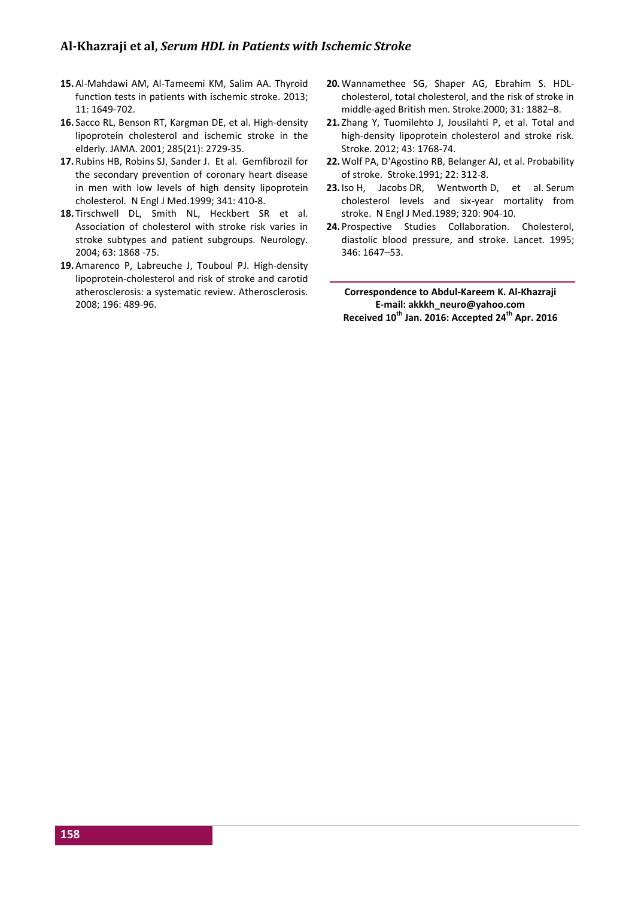15. Al-Mahdawi AM, Al-Tameemi KM, Salim AA. Thyroid function tests in patients with ischemic stroke. 2013; 11: 1649-702.
16. Sacco RL, Benson RT, Kargman DE, et al. High-density lipoprotein cholesterol and ischemic stroke in the elderly. JAMA. 2001; 285(21): 2729-35.
17. Rubins HB, Robins SJ, Sander J. Et al. Gemfibrozil for the secondary prevention of coronary heart disease in men with low levels of high density lipoprotein cholesterol. N Engl J Med.1999; 341: 410-8.
18. Tirschwell DL, Smith NL, Heckbert SR et al. Association of cholesterol with stroke risk varies in stroke subtypes and patient subgroups. Neurology. 2004; 63: 1868 -75.
19. Amarenco P, Labreuche J, Touboul PJ. High-density lipoprotein-cholesterol and risk of stroke and carotid atherosclerosis: a systematic review. Atherosclerosis. 2008; 196: 489-96.
20. Wannamethee SG, Shaper AG, Ebrahim S. HDL-cholesterol, total cholesterol, and the risk of stroke in middle-aged British men. Stroke.2000; 31: 1882–8.
21. Zhang Y, Tuomilehto J, Jousilahti P, et al. Total and high-density lipoprotein cholesterol and stroke risk. Stroke. 2012; 43: 1768-74.
22. Wolf PA, D'Agostino RB, Belanger AJ, et al. Probability of stroke. Stroke.1991; 22: 312-8.
23. Iso H, Jacobs DR, Wentworth D, et al. Serum cholesterol levels and six-year mortality from stroke. N Engl J Med.1989; 320: 904-10.
24. Prospective Studies Collaboration. Cholesterol, diastolic blood pressure, and stroke. Lancet. 1995; 346: 1647–53.

**Correspondence to Abdul-Kareem K. Al-Khazraji**
**E-mail: akkkh_neuro@yahoo.com**
**Received 10th Jan. 2016: Accepted 24th Apr. 2016**